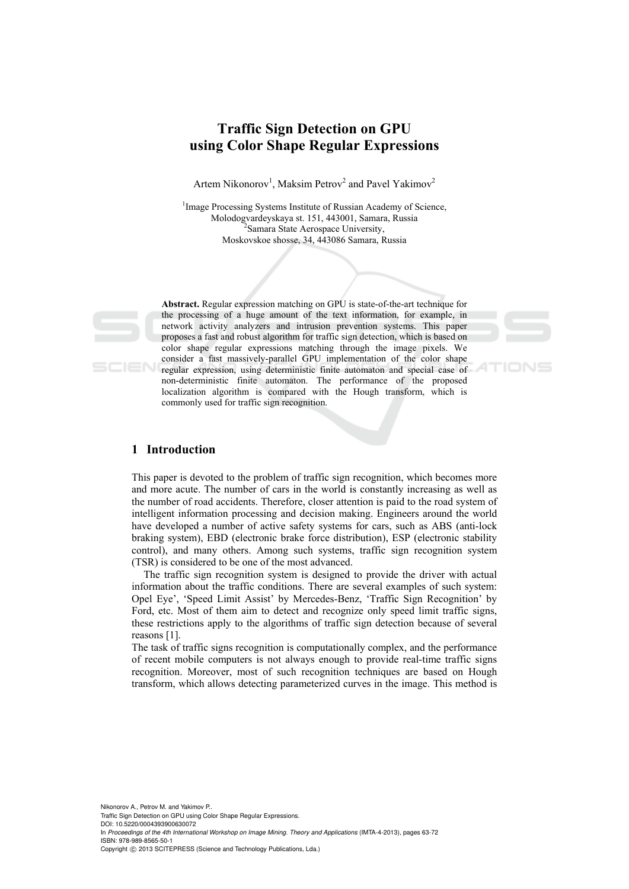# Traffic Sign Detection on GPU using Color Shape Regular Expressions

Artem Nikonorov[1], Maksim Petrov[2] and Pavel Yakimov[2]

[1]Image Processing Systems Institute of Russian Academy of Science, Molodogvardeyskaya st. 151, 443001, Samara, Russia
[2]Samara State Aerospace University, Moskovskoe shosse, 34, 443086 Samara, Russia

**Abstract.** Regular expression matching on GPU is state-of-the-art technique for the processing of a huge amount of the text information, for example, in network activity analyzers and intrusion prevention systems. This paper proposes a fast and robust algorithm for traffic sign detection, which is based on color shape regular expressions matching through the image pixels. We consider a fast massively-parallel GPU implementation of the color shape regular expression, using deterministic finite automaton and special case of non-deterministic finite automaton. The performance of the proposed localization algorithm is compared with the Hough transform, which is commonly used for traffic sign recognition.

## 1 Introduction

This paper is devoted to the problem of traffic sign recognition, which becomes more and more acute. The number of cars in the world is constantly increasing as well as the number of road accidents. Therefore, closer attention is paid to the road system of intelligent information processing and decision making. Engineers around the world have developed a number of active safety systems for cars, such as ABS (anti-lock braking system), EBD (electronic brake force distribution), ESP (electronic stability control), and many others. Among such systems, traffic sign recognition system (TSR) is considered to be one of the most advanced.

The traffic sign recognition system is designed to provide the driver with actual information about the traffic conditions. There are several examples of such system: Opel Eye', 'Speed Limit Assist' by Mercedes-Benz, 'Traffic Sign Recognition' by Ford, etc. Most of them aim to detect and recognize only speed limit traffic signs, these restrictions apply to the algorithms of traffic sign detection because of several reasons [1].

The task of traffic signs recognition is computationally complex, and the performance of recent mobile computers is not always enough to provide real-time traffic signs recognition. Moreover, most of such recognition techniques are based on Hough transform, which allows detecting parameterized curves in the image. This method is

Nikonorov A., Petrov M. and Yakimov P..
Traffic Sign Detection on GPU using Color Shape Regular Expressions.
DOI: 10.5220/0004393900630072
In *Proceedings of the 4th International Workshop on Image Mining. Theory and Applications* (IMTA-4-2013), pages 63-72
ISBN: 978-989-8565-50-1
Copyright © 2013 SCITEPRESS (Science and Technology Publications, Lda.)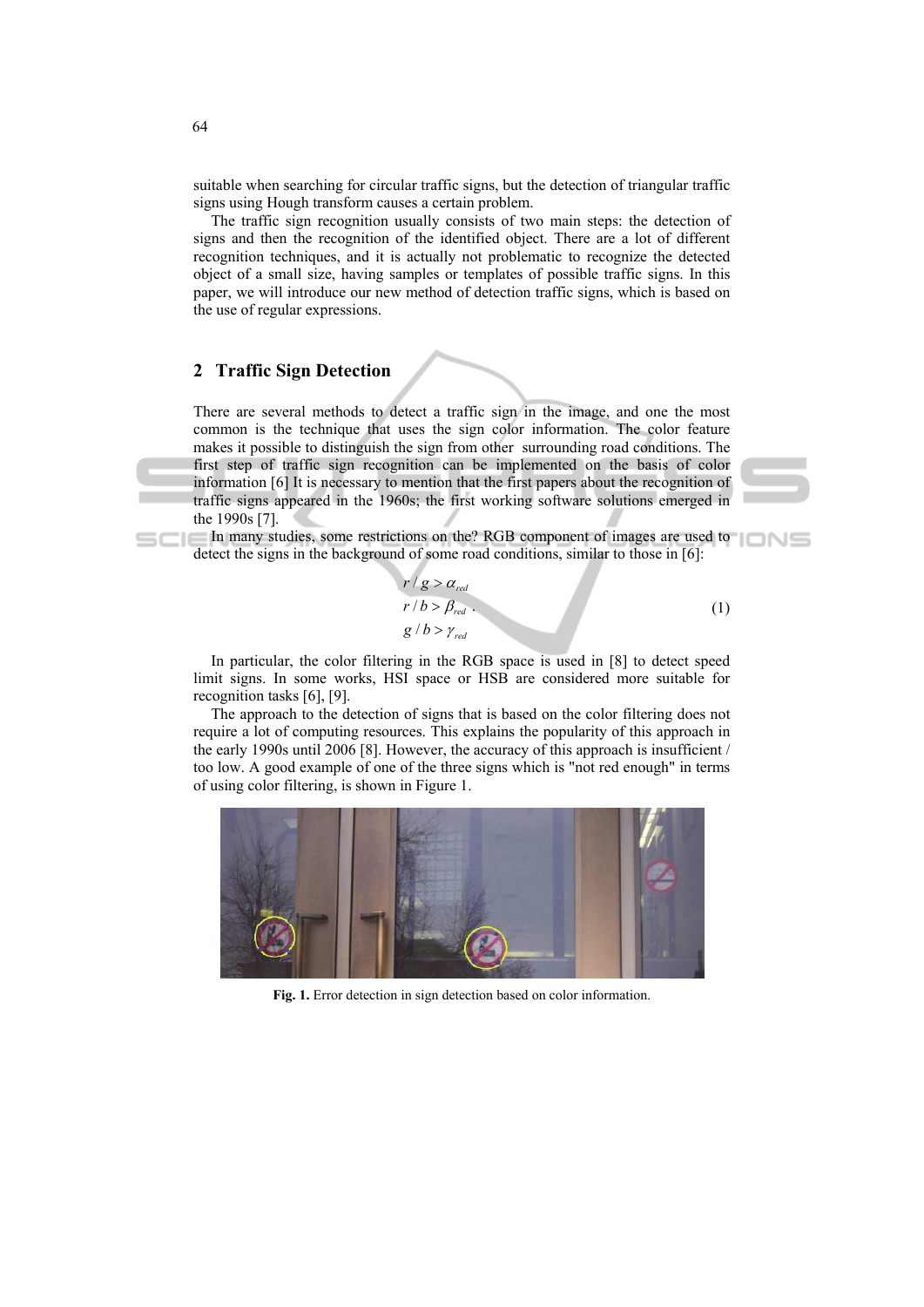suitable when searching for circular traffic signs, but the detection of triangular traffic signs using Hough transform causes a certain problem.

The traffic sign recognition usually consists of two main steps: the detection of signs and then the recognition of the identified object. There are a lot of different recognition techniques, and it is actually not problematic to recognize the detected object of a small size, having samples or templates of possible traffic signs. In this paper, we will introduce our new method of detection traffic signs, which is based on the use of regular expressions.

## 2 Traffic Sign Detection

There are several methods to detect a traffic sign in the image, and one the most common is the technique that uses the sign color information. The color feature makes it possible to distinguish the sign from other surrounding road conditions. The first step of traffic sign recognition can be implemented on the basis of color information [6] It is necessary to mention that the first papers about the recognition of traffic signs appeared in the 1960s; the first working software solutions emerged in the 1990s [7].

In many studies, some restrictions on the? RGB component of images are used to detect the signs in the background of some road conditions, similar to those in [6]:

$$\begin{aligned} r/g &> \alpha_{red} \\ r/b &> \beta_{red} \\ g/b &> \gamma_{red} \end{aligned} \quad (1)$$

In particular, the color filtering in the RGB space is used in [8] to detect speed limit signs. In some works, HSI space or HSB are considered more suitable for recognition tasks [6], [9].

The approach to the detection of signs that is based on the color filtering does not require a lot of computing resources. This explains the popularity of this approach in the early 1990s until 2006 [8]. However, the accuracy of this approach is insufficient / too low. A good example of one of the three signs which is "not red enough" in terms of using color filtering, is shown in Figure 1.

**Fig. 1.** Error detection in sign detection based on color information.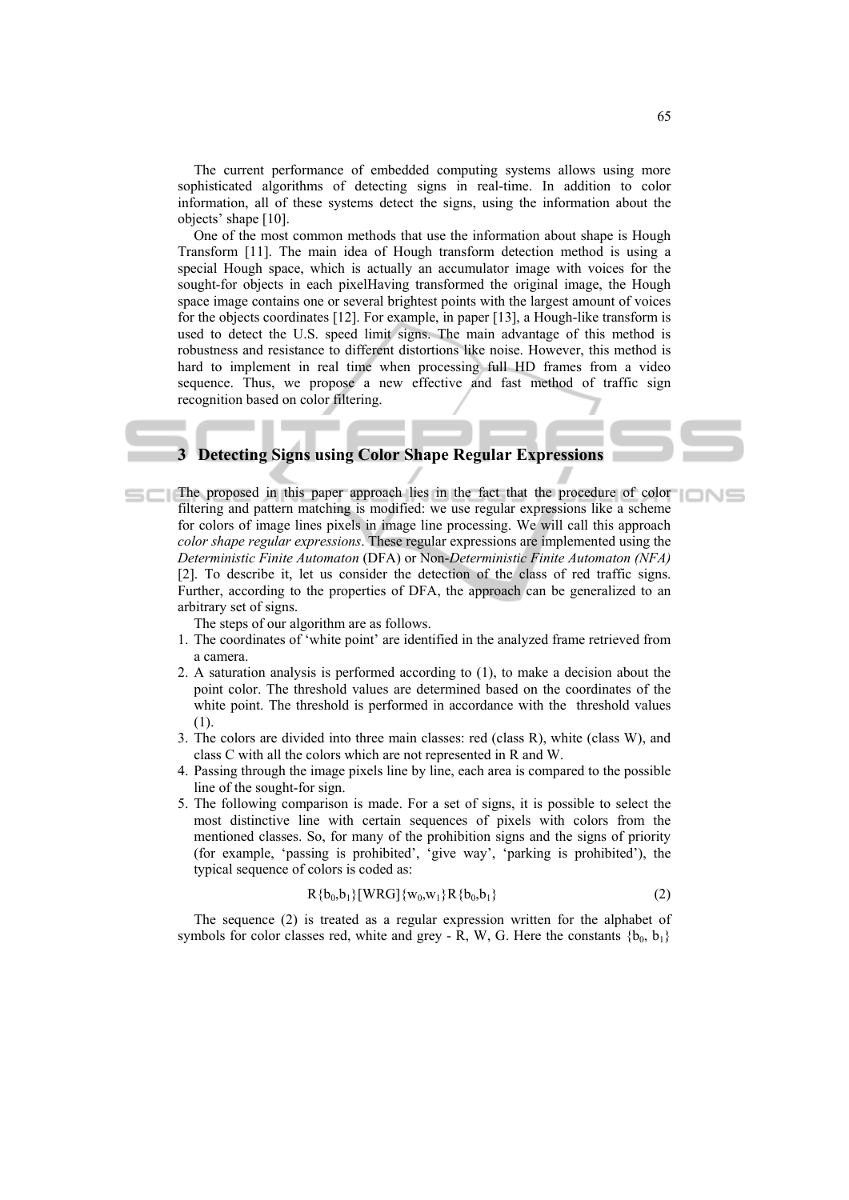The current performance of embedded computing systems allows using more sophisticated algorithms of detecting signs in real-time. In addition to color information, all of these systems detect the signs, using the information about the objects' shape [10].

One of the most common methods that use the information about shape is Hough Transform [11]. The main idea of Hough transform detection method is using a special Hough space, which is actually an accumulator image with voices for the sought-for objects in each pixelHaving transformed the original image, the Hough space image contains one or several brightest points with the largest amount of voices for the objects coordinates [12]. For example, in paper [13], a Hough-like transform is used to detect the U.S. speed limit signs. The main advantage of this method is robustness and resistance to different distortions like noise. However, this method is hard to implement in real time when processing full HD frames from a video sequence. Thus, we propose a new effective and fast method of traffic sign recognition based on color filtering.

## 3 Detecting Signs using Color Shape Regular Expressions

The proposed in this paper approach lies in the fact that the procedure of color filtering and pattern matching is modified: we use regular expressions like a scheme for colors of image lines pixels in image line processing. We will call this approach *color shape regular expressions*. These regular expressions are implemented using the *Deterministic Finite Automaton* (DFA) or Non-*Deterministic Finite Automaton (NFA)* [2]. To describe it, let us consider the detection of the class of red traffic signs. Further, according to the properties of DFA, the approach can be generalized to an arbitrary set of signs.

The steps of our algorithm are as follows.

1. The coordinates of 'white point' are identified in the analyzed frame retrieved from a camera.
2. A saturation analysis is performed according to (1), to make a decision about the point color. The threshold values are determined based on the coordinates of the white point. The threshold is performed in accordance with the threshold values (1).
3. The colors are divided into three main classes: red (class R), white (class W), and class C with all the colors which are not represented in R and W.
4. Passing through the image pixels line by line, each area is compared to the possible line of the sought-for sign.
5. The following comparison is made. For a set of signs, it is possible to select the most distinctive line with certain sequences of pixels with colors from the mentioned classes. So, for many of the prohibition signs and the signs of priority (for example, 'passing is prohibited', 'give way', 'parking is prohibited'), the typical sequence of colors is coded as:

$$R\{b_0,b_1\}[WRG]\{w_0,w_1\}R\{b_0,b_1\} \tag{2}$$

The sequence (2) is treated as a regular expression written for the alphabet of symbols for color classes red, white and grey - R, W, G. Here the constants $\{b_0, b_1\}$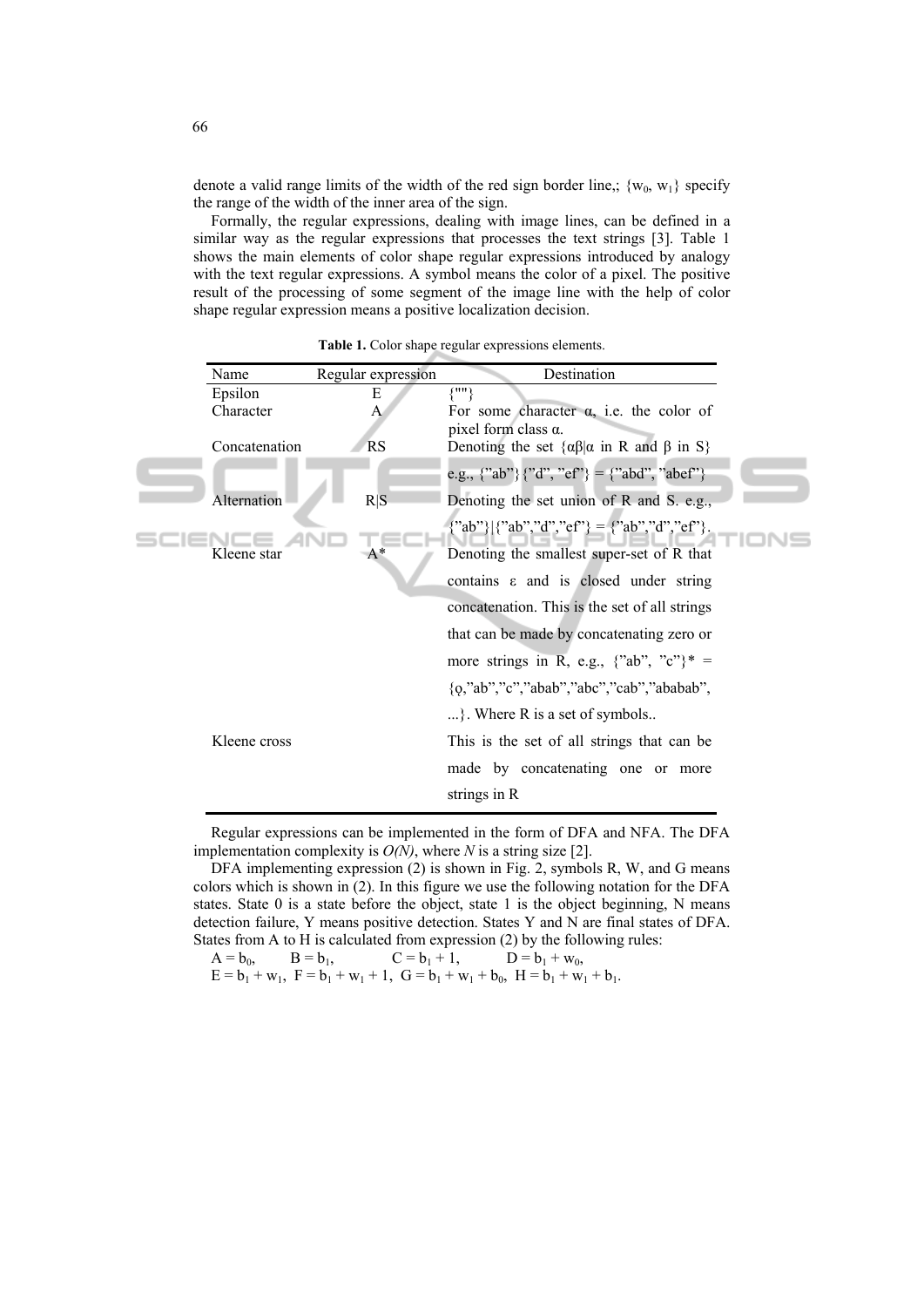denote a valid range limits of the width of the red sign border line,; $\{w_0, w_1\}$ specify the range of the width of the inner area of the sign.

Formally, the regular expressions, dealing with image lines, can be defined in a similar way as the regular expressions that processes the text strings [3]. Table 1 shows the main elements of color shape regular expressions introduced by analogy with the text regular expressions. A symbol means the color of a pixel. The positive result of the processing of some segment of the image line with the help of color shape regular expression means a positive localization decision.

**Table 1.** Color shape regular expressions elements.

| Name | Regular expression | Destination |
|---|---|---|
| Epsilon | E | {""} |
| Character | A | For some character α, i.e. the color of pixel form class α. |
| Concatenation | RS | Denoting the set {αβ\|α in R and β in S} e.g., {"ab"}{"d", "ef"} = {"abd", "abef"} |
| Alternation | R\|S | Denoting the set union of R and S. e.g., {"ab"}\|{"ab","d","ef"} = {"ab","d","ef"}. |
| Kleene star | A* | Denoting the smallest super-set of R that contains ε and is closed under string concatenation. This is the set of all strings that can be made by concatenating zero or more strings in R, e.g., {"ab", "c"}* = {ϙ,"ab","c","abab","abc","cab","ababab", ...}. Where R is a set of symbols.. |
| Kleene cross | | This is the set of all strings that can be made by concatenating one or more strings in R |

Regular expressions can be implemented in the form of DFA and NFA. The DFA implementation complexity is *O(N)*, where *N* is a string size [2].

DFA implementing expression (2) is shown in Fig. 2, symbols R, W, and G means colors which is shown in (2). In this figure we use the following notation for the DFA states. State 0 is a state before the object, state 1 is the object beginning, N means detection failure, Y means positive detection. States Y and N are final states of DFA. States from A to H is calculated from expression (2) by the following rules:

$A = b_0$, $B = b_1$, $C = b_1 + 1$, $D = b_1 + w_0$,
$E = b_1 + w_1$, $F = b_1 + w_1 + 1$, $G = b_1 + w_1 + b_0$, $H = b_1 + w_1 + b_1$.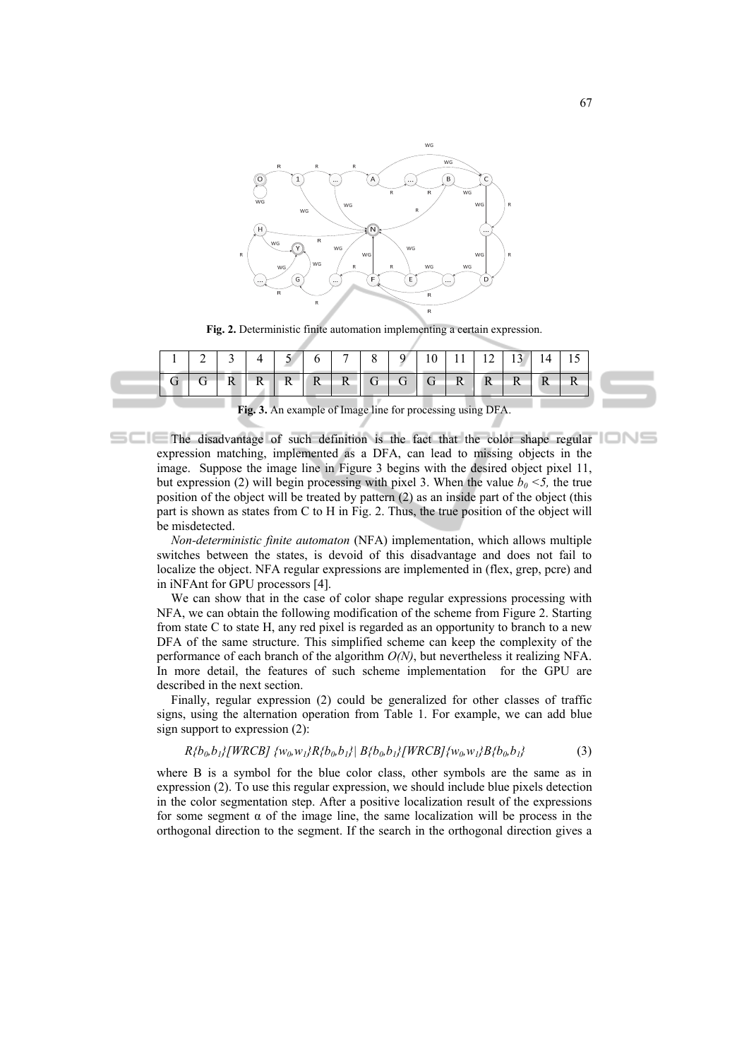Fig. 2. Deterministic finite automation implementing a certain expression.

| 1 | 2 | 3 | 4 | 5 | 6 | 7 | 8 | 9 | 10 | 11 | 12 | 13 | 14 | 15 |
|---|---|---|---|---|---|---|---|---|---|---|---|---|---|---|
| G | G | R | R | R | R | R | G | G | G | R | R | R | R | R |

**Fig. 3.** An example of Image line for processing using DFA.

The disadvantage of such definition is the fact that the color shape regular expression matching, implemented as a DFA, can lead to missing objects in the image. Suppose the image line in Figure 3 begins with the desired object pixel 11, but expression (2) will begin processing with pixel 3. When the value $b_0 < 5$, the true position of the object will be treated by pattern (2) as an inside part of the object (this part is shown as states from C to H in Fig. 2. Thus, the true position of the object will be misdetected.

*Non-deterministic finite automaton* (NFA) implementation, which allows multiple switches between the states, is devoid of this disadvantage and does not fail to localize the object. NFA regular expressions are implemented in (flex, grep, pcre) and in iNFAnt for GPU processors [4].

We can show that in the case of color shape regular expressions processing with NFA, we can obtain the following modification of the scheme from Figure 2. Starting from state C to state H, any red pixel is regarded as an opportunity to branch to a new DFA of the same structure. This simplified scheme can keep the complexity of the performance of each branch of the algorithm *O(N)*, but nevertheless it realizing NFA. In more detail, the features of such scheme implementation for the GPU are described in the next section.

Finally, regular expression (2) could be generalized for other classes of traffic signs, using the alternation operation from Table 1. For example, we can add blue sign support to expression (2):

$$R\{b_0,b_1\}[WRCB]\{w_0,w_1\}R\{b_0,b_1\}|B\{b_0,b_1\}[WRCB]\{w_0,w_1\}B\{b_0,b_1\} \quad (3)$$

where B is a symbol for the blue color class, other symbols are the same as in expression (2). To use this regular expression, we should include blue pixels detection in the color segmentation step. After a positive localization result of the expressions for some segment α of the image line, the same localization will be process in the orthogonal direction to the segment. If the search in the orthogonal direction gives a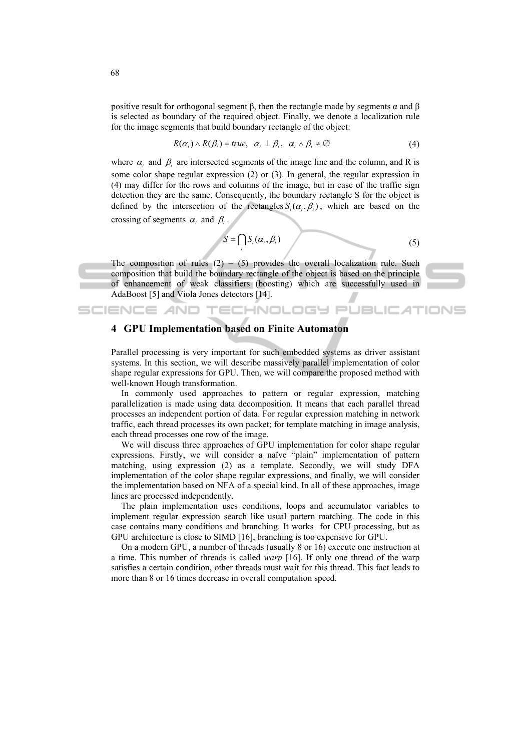positive result for orthogonal segment β, then the rectangle made by segments α and β is selected as boundary of the required object. Finally, we denote a localization rule for the image segments that build boundary rectangle of the object:

$$R(\alpha_i) \wedge R(\beta_i) = true, \quad \alpha_i \perp \beta_i, \quad \alpha_i \wedge \beta_i \neq \varnothing \tag{4}$$

where $\alpha_i$ and $\beta_i$ are intersected segments of the image line and the column, and R is some color shape regular expression (2) or (3). In general, the regular expression in (4) may differ for the rows and columns of the image, but in case of the traffic sign detection they are the same. Consequently, the boundary rectangle S for the object is defined by the intersection of the rectangles $S_i(\alpha_i, \beta_i)$, which are based on the crossing of segments $\alpha_i$ and $\beta_i$.

$$S = \bigcap_i S_i(\alpha_i, \beta_i) \tag{5}$$

The composition of rules (2) – (5) provides the overall localization rule. Such composition that build the boundary rectangle of the object is based on the principle of enhancement of weak classifiers (boosting) which are successfully used in AdaBoost [5] and Viola Jones detectors [14].

## 4 GPU Implementation based on Finite Automaton

Parallel processing is very important for such embedded systems as driver assistant systems. In this section, we will describe massively parallel implementation of color shape regular expressions for GPU. Then, we will compare the proposed method with well-known Hough transformation.

In commonly used approaches to pattern or regular expression, matching parallelization is made using data decomposition. It means that each parallel thread processes an independent portion of data. For regular expression matching in network traffic, each thread processes its own packet; for template matching in image analysis, each thread processes one row of the image.

We will discuss three approaches of GPU implementation for color shape regular expressions. Firstly, we will consider a naïve "plain" implementation of pattern matching, using expression (2) as a template. Secondly, we will study DFA implementation of the color shape regular expressions, and finally, we will consider the implementation based on NFA of a special kind. In all of these approaches, image lines are processed independently.

The plain implementation uses conditions, loops and accumulator variables to implement regular expression search like usual pattern matching. The code in this case contains many conditions and branching. It works for CPU processing, but as GPU architecture is close to SIMD [16], branching is too expensive for GPU.

On a modern GPU, a number of threads (usually 8 or 16) execute one instruction at a time. This number of threads is called *warp* [16]. If only one thread of the warp satisfies a certain condition, other threads must wait for this thread. This fact leads to more than 8 or 16 times decrease in overall computation speed.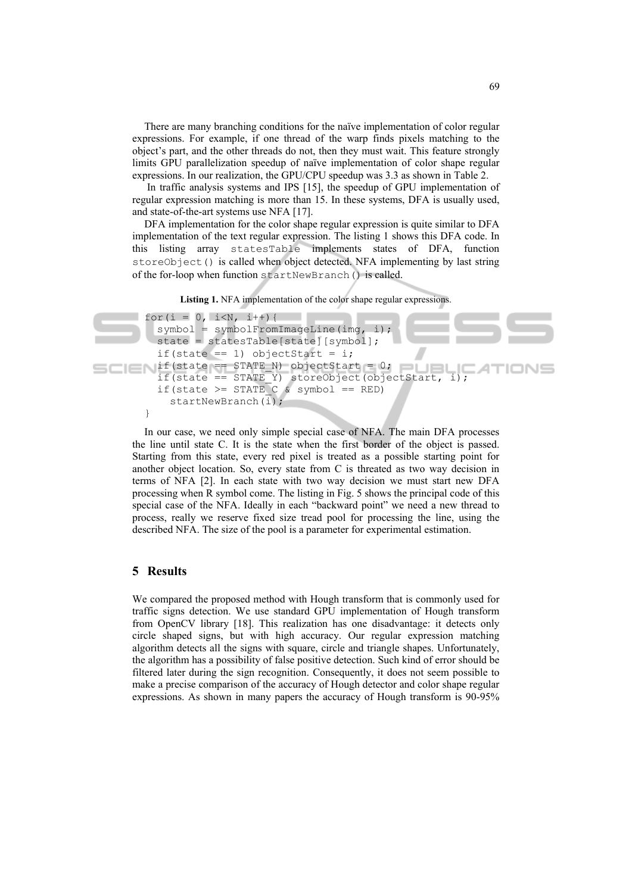There are many branching conditions for the naïve implementation of color regular expressions. For example, if one thread of the warp finds pixels matching to the object's part, and the other threads do not, then they must wait. This feature strongly limits GPU parallelization speedup of naïve implementation of color shape regular expressions. In our realization, the GPU/CPU speedup was 3.3 as shown in Table 2.

In traffic analysis systems and IPS [15], the speedup of GPU implementation of regular expression matching is more than 15. In these systems, DFA is usually used, and state-of-the-art systems use NFA [17].

DFA implementation for the color shape regular expression is quite similar to DFA implementation of the text regular expression. The listing 1 shows this DFA code. In this listing array `statesTable` implements states of DFA, function `storeObject()` is called when object detected. NFA implementing by last string of the for-loop when function `startNewBranch()` is called.

**Listing 1.** NFA implementation of the color shape regular expressions.

```
for(i = 0, i<N, i++){
  symbol = symbolFromImageLine(img, i);
  state = statesTable[state][symbol];
  if(state == 1) objectStart = i;
  if(state == STATE_N) objectStart = 0;
  if(state == STATE_Y) storeObject(objectStart, i);
  if(state >= STATE_C & symbol == RED)
    startNewBranch(i);
}
```

In our case, we need only simple special case of NFA. The main DFA processes the line until state C. It is the state when the first border of the object is passed. Starting from this state, every red pixel is treated as a possible starting point for another object location. So, every state from C is threated as two way decision in terms of NFA [2]. In each state with two way decision we must start new DFA processing when R symbol come. The listing in Fig. 5 shows the principal code of this special case of the NFA. Ideally in each "backward point" we need a new thread to process, really we reserve fixed size tread pool for processing the line, using the described NFA. The size of the pool is a parameter for experimental estimation.

## 5 Results

We compared the proposed method with Hough transform that is commonly used for traffic signs detection. We use standard GPU implementation of Hough transform from OpenCV library [18]. This realization has one disadvantage: it detects only circle shaped signs, but with high accuracy. Our regular expression matching algorithm detects all the signs with square, circle and triangle shapes. Unfortunately, the algorithm has a possibility of false positive detection. Such kind of error should be filtered later during the sign recognition. Consequently, it does not seem possible to make a precise comparison of the accuracy of Hough detector and color shape regular expressions. As shown in many papers the accuracy of Hough transform is 90-95%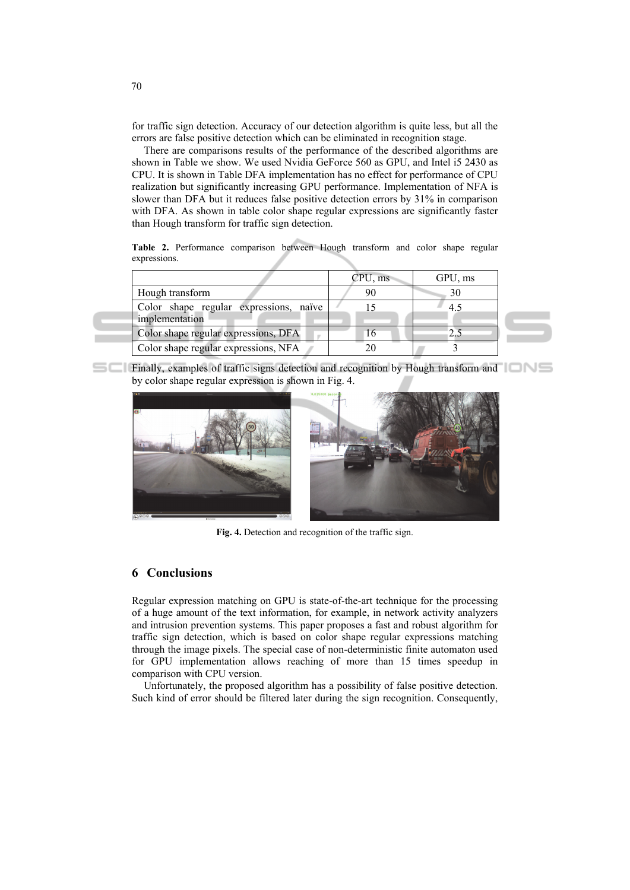for traffic sign detection. Accuracy of our detection algorithm is quite less, but all the errors are false positive detection which can be eliminated in recognition stage.

There are comparisons results of the performance of the described algorithms are shown in Table we show. We used Nvidia GeForce 560 as GPU, and Intel i5 2430 as CPU. It is shown in Table DFA implementation has no effect for performance of CPU realization but significantly increasing GPU performance. Implementation of NFA is slower than DFA but it reduces false positive detection errors by 31% in comparison with DFA. As shown in table color shape regular expressions are significantly faster than Hough transform for traffic sign detection.

**Table 2.** Performance comparison between Hough transform and color shape regular expressions.

| | CPU, ms | GPU, ms |
|---|---|---|
| Hough transform | 90 | 30 |
| Color shape regular expressions, naïve implementation | 15 | 4.5 |
| Color shape regular expressions, DFA | 16 | 2.5 |
| Color shape regular expressions, NFA | 20 | 3 |

Finally, examples of traffic signs detection and recognition by Hough transform and by color shape regular expression is shown in Fig. 4.

**Fig. 4.** Detection and recognition of the traffic sign.

## 6 Conclusions

Regular expression matching on GPU is state-of-the-art technique for the processing of a huge amount of the text information, for example, in network activity analyzers and intrusion prevention systems. This paper proposes a fast and robust algorithm for traffic sign detection, which is based on color shape regular expressions matching through the image pixels. The special case of non-deterministic finite automaton used for GPU implementation allows reaching of more than 15 times speedup in comparison with CPU version.

Unfortunately, the proposed algorithm has a possibility of false positive detection. Such kind of error should be filtered later during the sign recognition. Consequently,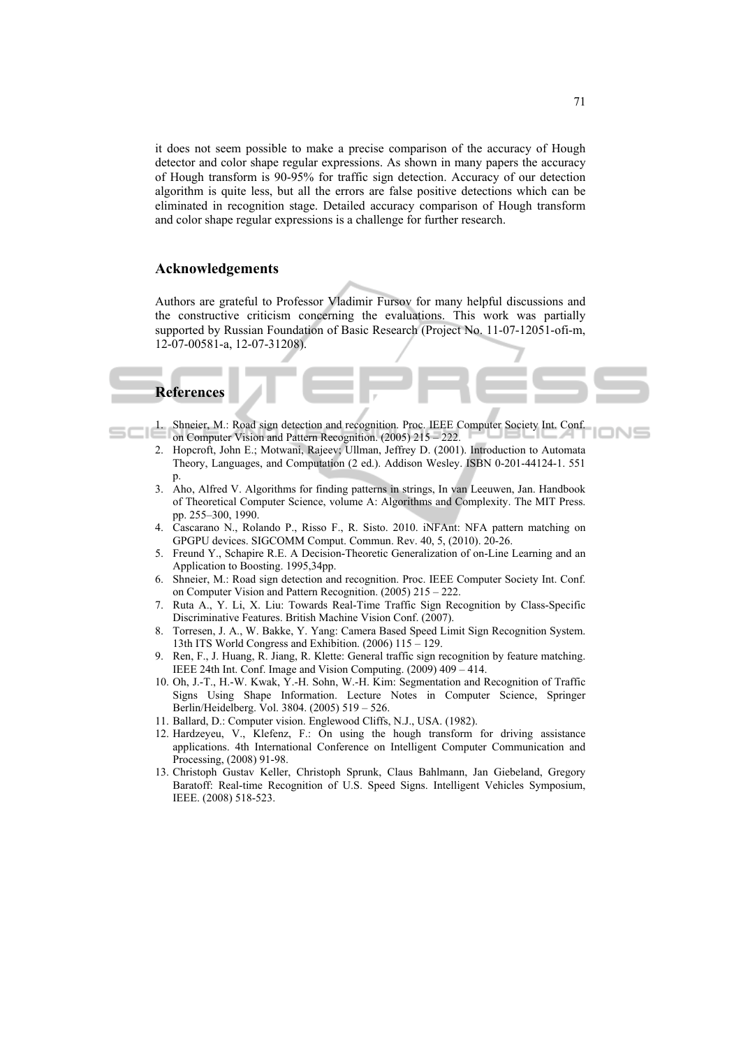it does not seem possible to make a precise comparison of the accuracy of Hough detector and color shape regular expressions. As shown in many papers the accuracy of Hough transform is 90-95% for traffic sign detection. Accuracy of our detection algorithm is quite less, but all the errors are false positive detections which can be eliminated in recognition stage. Detailed accuracy comparison of Hough transform and color shape regular expressions is a challenge for further research.

## Acknowledgements

Authors are grateful to Professor Vladimir Fursov for many helpful discussions and the constructive criticism concerning the evaluations. This work was partially supported by Russian Foundation of Basic Research (Project No. 11-07-12051-ofi-m, 12-07-00581-a, 12-07-31208).

## References

1. Shneier, M.: Road sign detection and recognition. Proc. IEEE Computer Society Int. Conf. on Computer Vision and Pattern Recognition. (2005) 215 – 222.
2. Hopcroft, John E.; Motwani, Rajeev; Ullman, Jeffrey D. (2001). Introduction to Automata Theory, Languages, and Computation (2 ed.). Addison Wesley. ISBN 0-201-44124-1. 551 p.
3. Aho, Alfred V. Algorithms for finding patterns in strings, In van Leeuwen, Jan. Handbook of Theoretical Computer Science, volume A: Algorithms and Complexity. The MIT Press. pp. 255–300, 1990.
4. Cascarano N., Rolando P., Risso F., R. Sisto. 2010. iNFAnt: NFA pattern matching on GPGPU devices. SIGCOMM Comput. Commun. Rev. 40, 5, (2010). 20-26.
5. Freund Y., Schapire R.E. A Decision-Theoretic Generalization of on-Line Learning and an Application to Boosting. 1995,34pp.
6. Shneier, M.: Road sign detection and recognition. Proc. IEEE Computer Society Int. Conf. on Computer Vision and Pattern Recognition. (2005) 215 – 222.
7. Ruta A., Y. Li, X. Liu: Towards Real-Time Traffic Sign Recognition by Class-Specific Discriminative Features. British Machine Vision Conf. (2007).
8. Torresen, J. A., W. Bakke, Y. Yang: Camera Based Speed Limit Sign Recognition System. 13th ITS World Congress and Exhibition. (2006) 115 – 129.
9. Ren, F., J. Huang, R. Jiang, R. Klette: General traffic sign recognition by feature matching. IEEE 24th Int. Conf. Image and Vision Computing. (2009) 409 – 414.
10. Oh, J.-T., H.-W. Kwak, Y.-H. Sohn, W.-H. Kim: Segmentation and Recognition of Traffic Signs Using Shape Information. Lecture Notes in Computer Science, Springer Berlin/Heidelberg. Vol. 3804. (2005) 519 – 526.
11. Ballard, D.: Computer vision. Englewood Cliffs, N.J., USA. (1982).
12. Hardzeyeu, V., Klefenz, F.: On using the hough transform for driving assistance applications. 4th International Conference on Intelligent Computer Communication and Processing, (2008) 91-98.
13. Christoph Gustav Keller, Christoph Sprunk, Claus Bahlmann, Jan Giebeland, Gregory Baratoff: Real-time Recognition of U.S. Speed Signs. Intelligent Vehicles Symposium, IEEE. (2008) 518-523.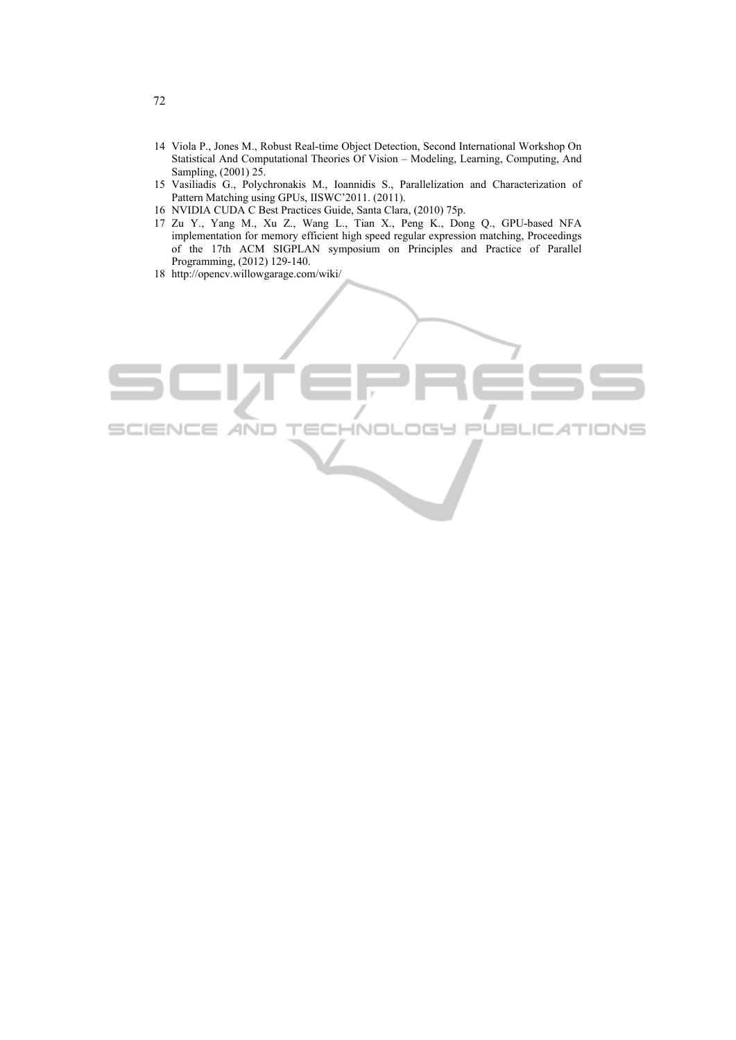14. Viola P., Jones M., Robust Real-time Object Detection, Second International Workshop On Statistical And Computational Theories Of Vision – Modeling, Learning, Computing, And Sampling, (2001) 25.
15. Vasiliadis G., Polychronakis M., Ioannidis S., Parallelization and Characterization of Pattern Matching using GPUs, IISWC'2011. (2011).
16. NVIDIA CUDA C Best Practices Guide, Santa Clara, (2010) 75p.
17. Zu Y., Yang M., Xu Z., Wang L., Tian X., Peng K., Dong Q., GPU-based NFA implementation for memory efficient high speed regular expression matching, Proceedings of the 17th ACM SIGPLAN symposium on Principles and Practice of Parallel Programming, (2012) 129-140.
18. http://opencv.willowgarage.com/wiki/